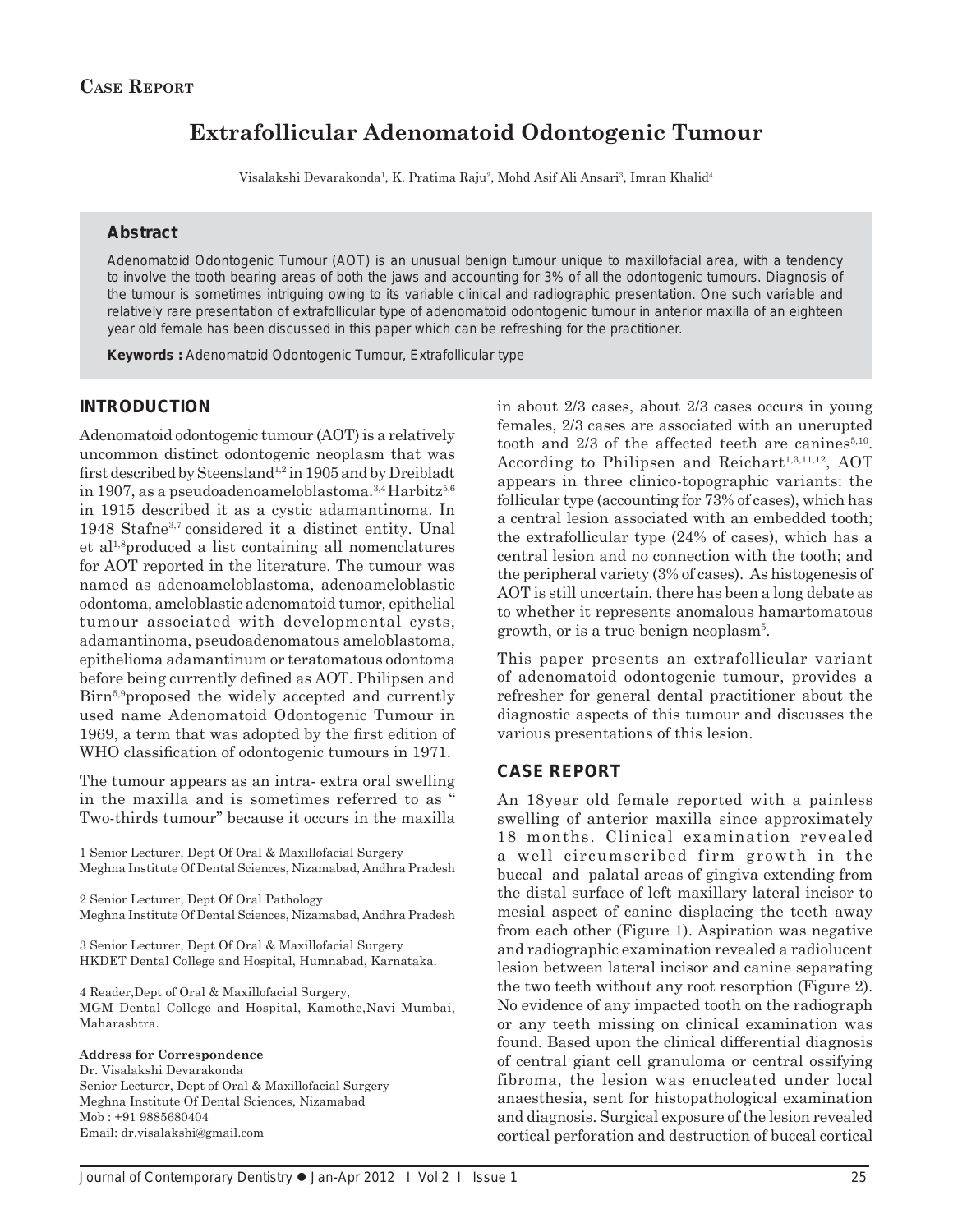**Case Report**

# Extrafollicular Adenomatoid Odontogenic Tumour

Visalakshi Devarakonda[1], K. Pratima Raju[2], Mohd Asif Ali Ansari[3], Imran Khalid[4]

## Abstract

Adenomatoid Odontogenic Tumour (AOT) is an unusual benign tumour unique to maxillofacial area, with a tendency to involve the tooth bearing areas of both the jaws and accounting for 3% of all the odontogenic tumours. Diagnosis of the tumour is sometimes intriguing owing to its variable clinical and radiographic presentation. One such variable and relatively rare presentation of extrafollicular type of adenomatoid odontogenic tumour in anterior maxilla of an eighteen year old female has been discussed in this paper which can be refreshing for the practitioner.

**Keywords :** Adenomatoid Odontogenic Tumour, Extrafollicular type

## INTRODUCTION

Adenomatoid odontogenic tumour (AOT) is a relatively uncommon distinct odontogenic neoplasm that was first described by Steensland[1,2] in 1905 and by Dreibladt in 1907, as a pseudoadenoameloblastoma.[3,4] Harbitz[5,6] in 1915 described it as a cystic adamantinoma. In 1948 Stafne[3,7] considered it a distinct entity. Unal et al[1,8] produced a list containing all nomenclatures for AOT reported in the literature. The tumour was named as adenoameloblastoma, adenoameloblastic odontoma, ameloblastic adenomatoid tumor, epithelial tumour associated with developmental cysts, adamantinoma, pseudoadenomatous ameloblastoma, epithelioma adamantinum or teratomatous odontoma before being currently defined as AOT. Philipsen and Birn[5,9] proposed the widely accepted and currently used name Adenomatoid Odontogenic Tumour in 1969, a term that was adopted by the first edition of WHO classification of odontogenic tumours in 1971.

The tumour appears as an intra- extra oral swelling in the maxilla and is sometimes referred to as " Two-thirds tumour" because it occurs in the maxilla in about 2/3 cases, about 2/3 cases occurs in young females, 2/3 cases are associated with an unerupted tooth and 2/3 of the affected teeth are canines[5,10]. According to Philipsen and Reichart[1,3,11,12], AOT appears in three clinico-topographic variants: the follicular type (accounting for 73% of cases), which has a central lesion associated with an embedded tooth; the extrafollicular type (24% of cases), which has a central lesion and no connection with the tooth; and the peripheral variety (3% of cases). As histogenesis of AOT is still uncertain, there has been a long debate as to whether it represents anomalous hamartomatous growth, or is a true benign neoplasm[5].

This paper presents an extrafollicular variant of adenomatoid odontogenic tumour, provides a refresher for general dental practitioner about the diagnostic aspects of this tumour and discusses the various presentations of this lesion.

## CASE REPORT

An 18year old female reported with a painless swelling of anterior maxilla since approximately 18 months. Clinical examination revealed a well circumscribed firm growth in the buccal and palatal areas of gingiva extending from the distal surface of left maxillary lateral incisor to mesial aspect of canine displacing the teeth away from each other (Figure 1). Aspiration was negative and radiographic examination revealed a radiolucent lesion between lateral incisor and canine separating the two teeth without any root resorption (Figure 2). No evidence of any impacted tooth on the radiograph or any teeth missing on clinical examination was found. Based upon the clinical differential diagnosis of central giant cell granuloma or central ossifying fibroma, the lesion was enucleated under local anaesthesia, sent for histopathological examination and diagnosis. Surgical exposure of the lesion revealed cortical perforation and destruction of buccal cortical

---

1 Senior Lecturer, Dept Of Oral & Maxillofacial Surgery
Meghna Institute Of Dental Sciences, Nizamabad, Andhra Pradesh

2 Senior Lecturer, Dept Of Oral Pathology
Meghna Institute Of Dental Sciences, Nizamabad, Andhra Pradesh

3 Senior Lecturer, Dept Of Oral & Maxillofacial Surgery
HKDET Dental College and Hospital, Humnabad, Karnataka.

4 Reader,Dept of Oral & Maxillofacial Surgery,
MGM Dental College and Hospital, Kamothe,Navi Mumbai, Maharashtra.

**Address for Correspondence**
Dr. Visalakshi Devarakonda
Senior Lecturer, Dept of Oral & Maxillofacial Surgery
Meghna Institute Of Dental Sciences, Nizamabad
Mob : +91 9885680404
Email: dr.visalakshi@gmail.com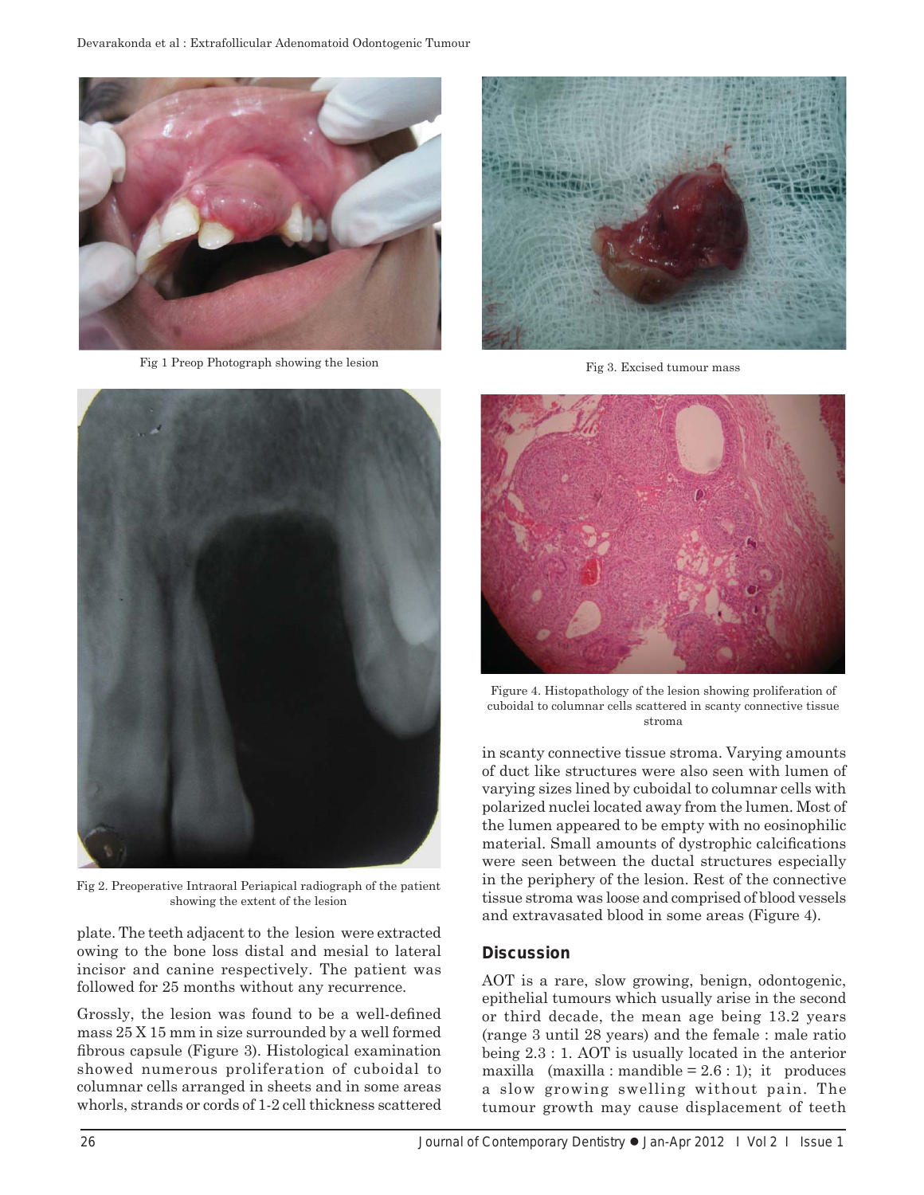Fig 1 Preop Photograph showing the lesion

Fig 3. Excised tumour mass

Fig 2. Preoperative Intraoral Periapical radiograph of the patient showing the extent of the lesion

Figure 4. Histopathology of the lesion showing proliferation of cuboidal to columnar cells scattered in scanty connective tissue stroma

plate. The teeth adjacent to the lesion were extracted owing to the bone loss distal and mesial to lateral incisor and canine respectively. The patient was followed for 25 months without any recurrence.

Grossly, the lesion was found to be a well-defined mass 25 X 15 mm in size surrounded by a well formed fibrous capsule (Figure 3). Histological examination showed numerous proliferation of cuboidal to columnar cells arranged in sheets and in some areas whorls, strands or cords of 1-2 cell thickness scattered in scanty connective tissue stroma. Varying amounts of duct like structures were also seen with lumen of varying sizes lined by cuboidal to columnar cells with polarized nuclei located away from the lumen. Most of the lumen appeared to be empty with no eosinophilic material. Small amounts of dystrophic calcifications were seen between the ductal structures especially in the periphery of the lesion. Rest of the connective tissue stroma was loose and comprised of blood vessels and extravasated blood in some areas (Figure 4).

## Discussion

AOT is a rare, slow growing, benign, odontogenic, epithelial tumours which usually arise in the second or third decade, the mean age being 13.2 years (range 3 until 28 years) and the female : male ratio being 2.3 : 1. AOT is usually located in the anterior maxilla (maxilla : mandible = 2.6 : 1); it produces a slow growing swelling without pain. The tumour growth may cause displacement of teeth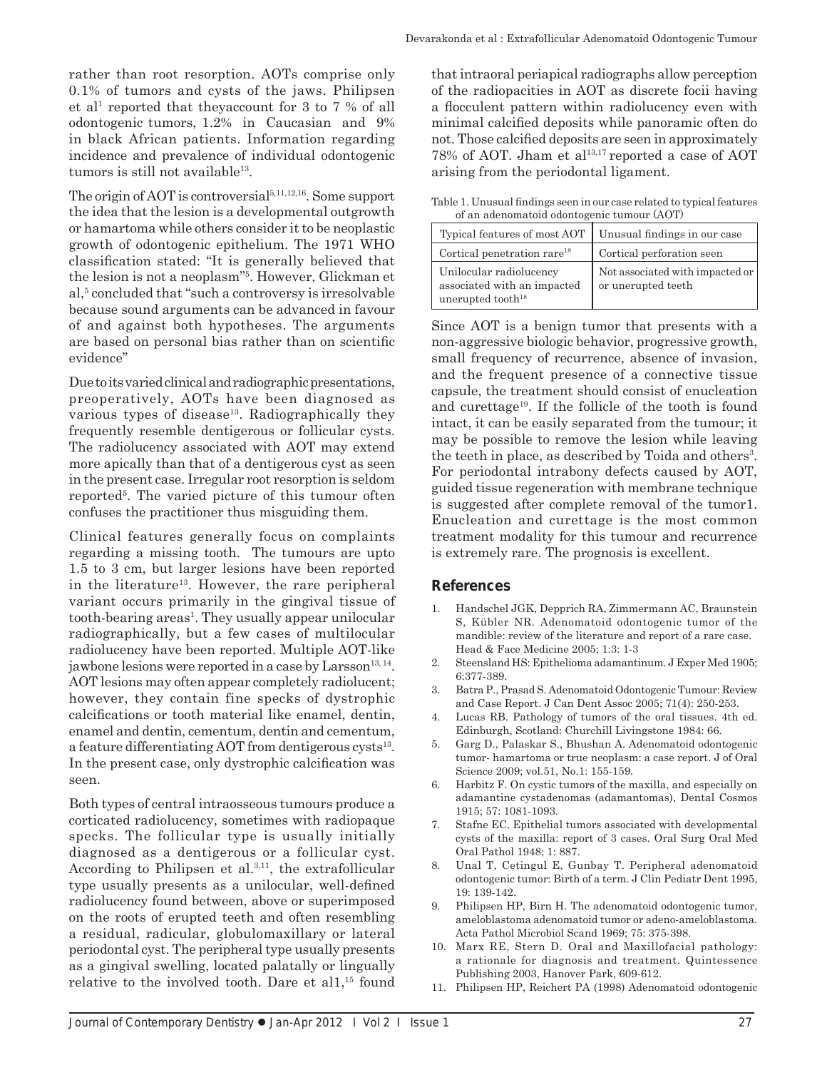rather than root resorption. AOTs comprise only 0.1% of tumors and cysts of the jaws. Philipsen et al[1] reported that theyaccount for 3 to 7 % of all odontogenic tumors, 1.2% in Caucasian and 9% in black African patients. Information regarding incidence and prevalence of individual odontogenic tumors is still not available[13].

The origin of AOT is controversial[5,11,12,16]. Some support the idea that the lesion is a developmental outgrowth or hamartoma while others consider it to be neoplastic growth of odontogenic epithelium. The 1971 WHO classification stated: "It is generally believed that the lesion is not a neoplasm"[5]. However, Glickman et al,[5] concluded that "such a controversy is irresolvable because sound arguments can be advanced in favour of and against both hypotheses. The arguments are based on personal bias rather than on scientific evidence"

Due to its varied clinical and radiographic presentations, preoperatively, AOTs have been diagnosed as various types of disease[13]. Radiographically they frequently resemble dentigerous or follicular cysts. The radiolucency associated with AOT may extend more apically than that of a dentigerous cyst as seen in the present case. Irregular root resorption is seldom reported[5]. The varied picture of this tumour often confuses the practitioner thus misguiding them.

Clinical features generally focus on complaints regarding a missing tooth. The tumours are upto 1.5 to 3 cm, but larger lesions have been reported in the literature[13]. However, the rare peripheral variant occurs primarily in the gingival tissue of tooth-bearing areas[1]. They usually appear unilocular radiographically, but a few cases of multilocular radiolucency have been reported. Multiple AOT-like jawbone lesions were reported in a case by Larsson[13, 14]. AOT lesions may often appear completely radiolucent; however, they contain fine specks of dystrophic calcifications or tooth material like enamel, dentin, enamel and dentin, cementum, dentin and cementum, a feature differentiating AOT from dentigerous cysts[13]. In the present case, only dystrophic calcification was seen.

Both types of central intraosseous tumours produce a corticated radiolucency, sometimes with radiopaque specks. The follicular type is usually initially diagnosed as a dentigerous or a follicular cyst. According to Philipsen et al.[3,11], the extrafollicular type usually presents as a unilocular, well-defined radiolucency found between, above or superimposed on the roots of erupted teeth and often resembling a residual, radicular, globulomaxillary or lateral periodontal cyst. The peripheral type usually presents as a gingival swelling, located palatally or lingually relative to the involved tooth. Dare et al1,[15] found that intraoral periapical radiographs allow perception of the radiopacities in AOT as discrete focii having a flocculent pattern within radiolucency even with minimal calcified deposits while panoramic often do not. Those calcified deposits are seen in approximately 78% of AOT. Jham et al[13,17] reported a case of AOT arising from the periodontal ligament.

Table 1. Unusual findings seen in our case related to typical features of an adenomatoid odontogenic tumour (AOT)

| Typical features of most AOT | Unusual findings in our case |
|---|---|
| Cortical penetration rare[18] | Cortical perforation seen |
| Unilocular radiolucency associated with an impacted unerupted tooth[18] | Not associated with impacted or or unerupted teeth |

Since AOT is a benign tumor that presents with a non-aggressive biologic behavior, progressive growth, small frequency of recurrence, absence of invasion, and the frequent presence of a connective tissue capsule, the treatment should consist of enucleation and curettage[19]. If the follicle of the tooth is found intact, it can be easily separated from the tumour; it may be possible to remove the lesion while leaving the teeth in place, as described by Toida and others[3]. For periodontal intrabony defects caused by AOT, guided tissue regeneration with membrane technique is suggested after complete removal of the tumor1. Enucleation and curettage is the most common treatment modality for this tumour and recurrence is extremely rare. The prognosis is excellent.

## References

1. Handschel JGK, Depprich RA, Zimmermann AC, Braunstein S, Kübler NR. Adenomatoid odontogenic tumor of the mandible: review of the literature and report of a rare case. Head & Face Medicine 2005; 1:3: 1-3
2. Steensland HS: Epithelioma adamantinum. J Exper Med 1905; 6:377-389.
3. Batra P., Prasad S. Adenomatoid Odontogenic Tumour: Review and Case Report. J Can Dent Assoc 2005; 71(4): 250-253.
4. Lucas RB. Pathology of tumors of the oral tissues. 4th ed. Edinburgh, Scotland: Churchill Livingstone 1984: 66.
5. Garg D., Palaskar S., Bhushan A. Adenomatoid odontogenic tumor- hamartoma or true neoplasm: a case report. J of Oral Science 2009; vol.51, No.1: 155-159.
6. Harbitz F. On cystic tumors of the maxilla, and especially on adamantine cystadenomas (adamantomas), Dental Cosmos 1915; 57: 1081-1093.
7. Stafne EC. Epithelial tumors associated with developmental cysts of the maxilla: report of 3 cases. Oral Surg Oral Med Oral Pathol 1948; 1: 887.
8. Unal T, Cetingul E, Gunbay T. Peripheral adenomatoid odontogenic tumor: Birth of a term. J Clin Pediatr Dent 1995, 19: 139-142.
9. Philipsen HP, Birn H. The adenomatoid odontogenic tumor, ameloblastoma adenomatoid tumor or adeno-ameloblastoma. Acta Pathol Microbiol Scand 1969; 75: 375-398.
10. Marx RE, Stern D. Oral and Maxillofacial pathology: a rationale for diagnosis and treatment. Quintessence Publishing 2003, Hanover Park, 609-612.
11. Philipsen HP, Reichert PA (1998) Adenomatoid odontogenic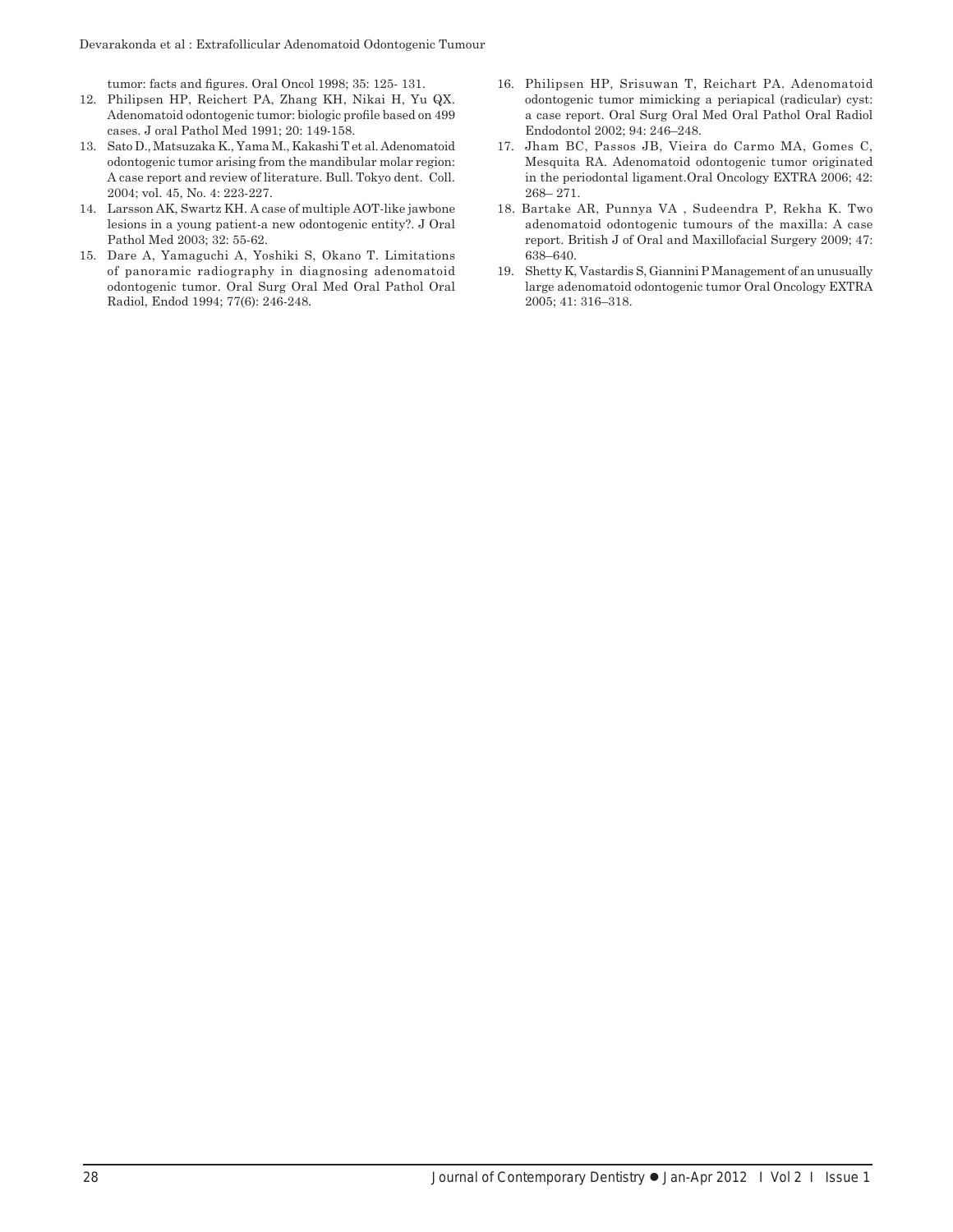tumor: facts and figures. Oral Oncol 1998; 35: 125- 131.

12. Philipsen HP, Reichert PA, Zhang KH, Nikai H, Yu QX. Adenomatoid odontogenic tumor: biologic profile based on 499 cases. J oral Pathol Med 1991; 20: 149-158.
13. Sato D., Matsuzaka K., Yama M., Kakashi T et al. Adenomatoid odontogenic tumor arising from the mandibular molar region: A case report and review of literature. Bull. Tokyo dent. Coll. 2004; vol. 45, No. 4: 223-227.
14. Larsson AK, Swartz KH. A case of multiple AOT-like jawbone lesions in a young patient-a new odontogenic entity?. J Oral Pathol Med 2003; 32: 55-62.
15. Dare A, Yamaguchi A, Yoshiki S, Okano T. Limitations of panoramic radiography in diagnosing adenomatoid odontogenic tumor. Oral Surg Oral Med Oral Pathol Oral Radiol, Endod 1994; 77(6): 246-248.
16. Philipsen HP, Srisuwan T, Reichart PA. Adenomatoid odontogenic tumor mimicking a periapical (radicular) cyst: a case report. Oral Surg Oral Med Oral Pathol Oral Radiol Endodontol 2002; 94: 246–248.
17. Jham BC, Passos JB, Vieira do Carmo MA, Gomes C, Mesquita RA. Adenomatoid odontogenic tumor originated in the periodontal ligament.Oral Oncology EXTRA 2006; 42: 268– 271.
18. Bartake AR, Punnya VA , Sudeendra P, Rekha K. Two adenomatoid odontogenic tumours of the maxilla: A case report. British J of Oral and Maxillofacial Surgery 2009; 47: 638–640.
19. Shetty K, Vastardis S, Giannini P Management of an unusually large adenomatoid odontogenic tumor Oral Oncology EXTRA 2005; 41: 316–318.